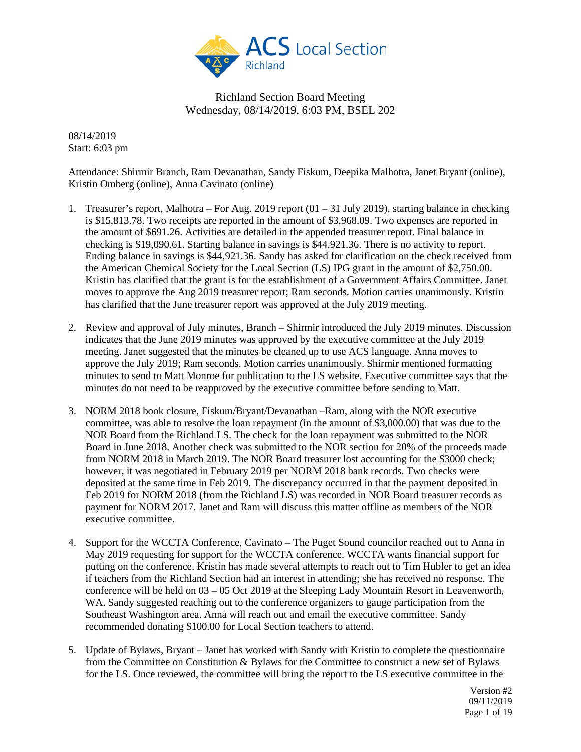# Richland Section Board Meeting

Wednesday, 08/14/2019, 6:03 PM, BSEL 202

08/14/2019
Start: 6:03 pm

Attendance: Shirmir Branch, Ram Devanathan, Sandy Fiskum, Deepika Malhotra, Janet Bryant (online), Kristin Omberg (online), Anna Cavinato (online)

1. Treasurer's report, Malhotra – For Aug. 2019 report (01 – 31 July 2019), starting balance in checking is $15,813.78. Two receipts are reported in the amount of $3,968.09. Two expenses are reported in the amount of $691.26. Activities are detailed in the appended treasurer report. Final balance in checking is $19,090.61. Starting balance in savings is $44,921.36. There is no activity to report. Ending balance in savings is $44,921.36. Sandy has asked for clarification on the check received from the American Chemical Society for the Local Section (LS) IPG grant in the amount of $2,750.00. Kristin has clarified that the grant is for the establishment of a Government Affairs Committee. Janet moves to approve the Aug 2019 treasurer report; Ram seconds. Motion carries unanimously. Kristin has clarified that the June treasurer report was approved at the July 2019 meeting.

2. Review and approval of July minutes, Branch – Shirmir introduced the July 2019 minutes. Discussion indicates that the June 2019 minutes was approved by the executive committee at the July 2019 meeting. Janet suggested that the minutes be cleaned up to use ACS language. Anna moves to approve the July 2019; Ram seconds. Motion carries unanimously. Shirmir mentioned formatting minutes to send to Matt Monroe for publication to the LS website. Executive committee says that the minutes do not need to be reapproved by the executive committee before sending to Matt.

3. NORM 2018 book closure, Fiskum/Bryant/Devanathan –Ram, along with the NOR executive committee, was able to resolve the loan repayment (in the amount of $3,000.00) that was due to the NOR Board from the Richland LS. The check for the loan repayment was submitted to the NOR Board in June 2018. Another check was submitted to the NOR section for 20% of the proceeds made from NORM 2018 in March 2019. The NOR Board treasurer lost accounting for the $3000 check; however, it was negotiated in February 2019 per NORM 2018 bank records. Two checks were deposited at the same time in Feb 2019. The discrepancy occurred in that the payment deposited in Feb 2019 for NORM 2018 (from the Richland LS) was recorded in NOR Board treasurer records as payment for NORM 2017. Janet and Ram will discuss this matter offline as members of the NOR executive committee.

4. Support for the WCCTA Conference, Cavinato – The Puget Sound councilor reached out to Anna in May 2019 requesting for support for the WCCTA conference. WCCTA wants financial support for putting on the conference. Kristin has made several attempts to reach out to Tim Hubler to get an idea if teachers from the Richland Section had an interest in attending; she has received no response. The conference will be held on 03 – 05 Oct 2019 at the Sleeping Lady Mountain Resort in Leavenworth, WA. Sandy suggested reaching out to the conference organizers to gauge participation from the Southeast Washington area. Anna will reach out and email the executive committee. Sandy recommended donating $100.00 for Local Section teachers to attend.

5. Update of Bylaws, Bryant – Janet has worked with Sandy with Kristin to complete the questionnaire from the Committee on Constitution & Bylaws for the Committee to construct a new set of Bylaws for the LS. Once reviewed, the committee will bring the report to the LS executive committee in the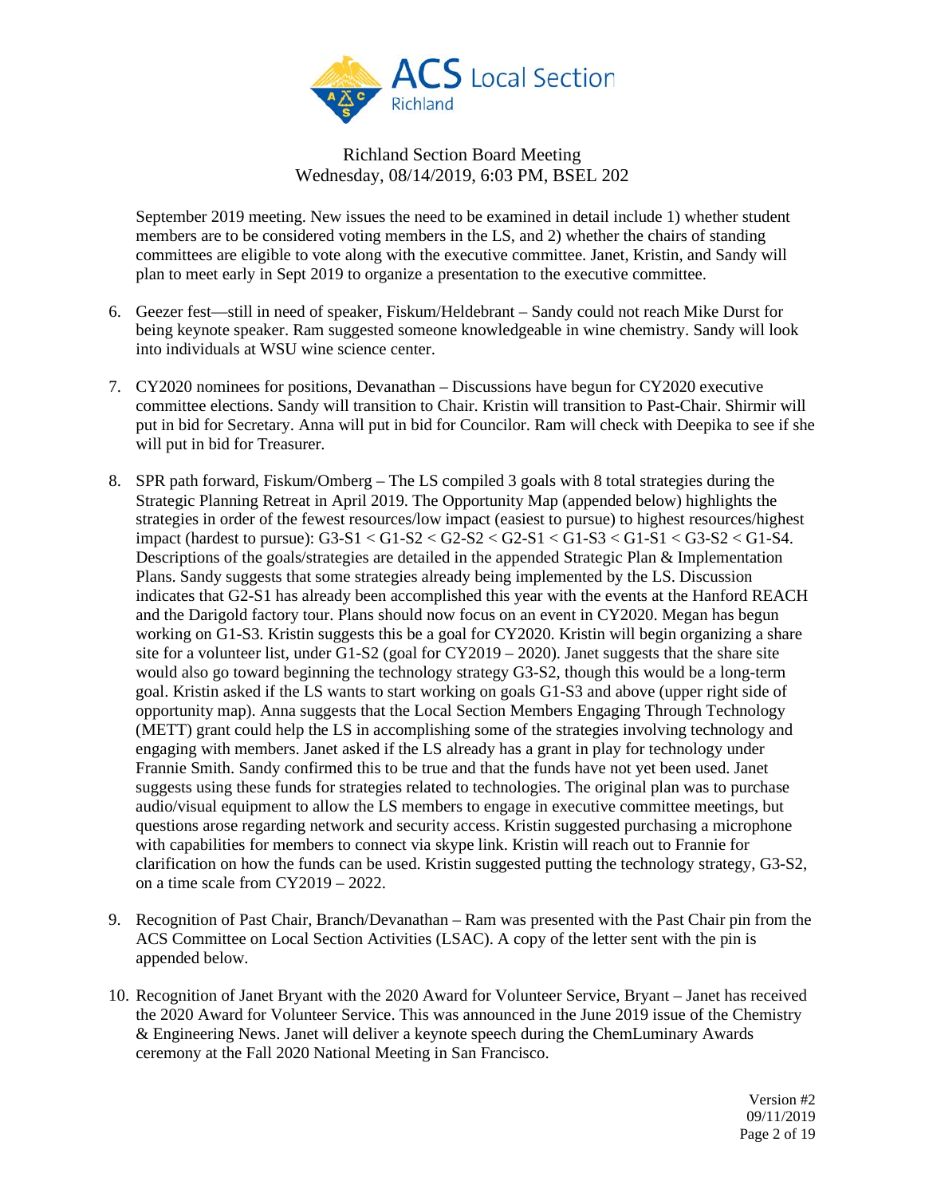September 2019 meeting. New issues the need to be examined in detail include 1) whether student members are to be considered voting members in the LS, and 2) whether the chairs of standing committees are eligible to vote along with the executive committee. Janet, Kristin, and Sandy will plan to meet early in Sept 2019 to organize a presentation to the executive committee.

6. Geezer fest—still in need of speaker, Fiskum/Heldebrant – Sandy could not reach Mike Durst for being keynote speaker. Ram suggested someone knowledgeable in wine chemistry. Sandy will look into individuals at WSU wine science center.

7. CY2020 nominees for positions, Devanathan – Discussions have begun for CY2020 executive committee elections. Sandy will transition to Chair. Kristin will transition to Past-Chair. Shirmir will put in bid for Secretary. Anna will put in bid for Councilor. Ram will check with Deepika to see if she will put in bid for Treasurer.

8. SPR path forward, Fiskum/Omberg – The LS compiled 3 goals with 8 total strategies during the Strategic Planning Retreat in April 2019. The Opportunity Map (appended below) highlights the strategies in order of the fewest resources/low impact (easiest to pursue) to highest resources/highest impact (hardest to pursue): G3-S1 < G1-S2 < G2-S2 < G2-S1 < G1-S3 < G1-S1 < G3-S2 < G1-S4. Descriptions of the goals/strategies are detailed in the appended Strategic Plan & Implementation Plans. Sandy suggests that some strategies already being implemented by the LS. Discussion indicates that G2-S1 has already been accomplished this year with the events at the Hanford REACH and the Darigold factory tour. Plans should now focus on an event in CY2020. Megan has begun working on G1-S3. Kristin suggests this be a goal for CY2020. Kristin will begin organizing a share site for a volunteer list, under G1-S2 (goal for CY2019 – 2020). Janet suggests that the share site would also go toward beginning the technology strategy G3-S2, though this would be a long-term goal. Kristin asked if the LS wants to start working on goals G1-S3 and above (upper right side of opportunity map). Anna suggests that the Local Section Members Engaging Through Technology (METT) grant could help the LS in accomplishing some of the strategies involving technology and engaging with members. Janet asked if the LS already has a grant in play for technology under Frannie Smith. Sandy confirmed this to be true and that the funds have not yet been used. Janet suggests using these funds for strategies related to technologies. The original plan was to purchase audio/visual equipment to allow the LS members to engage in executive committee meetings, but questions arose regarding network and security access. Kristin suggested purchasing a microphone with capabilities for members to connect via skype link. Kristin will reach out to Frannie for clarification on how the funds can be used. Kristin suggested putting the technology strategy, G3-S2, on a time scale from CY2019 – 2022.

9. Recognition of Past Chair, Branch/Devanathan – Ram was presented with the Past Chair pin from the ACS Committee on Local Section Activities (LSAC). A copy of the letter sent with the pin is appended below.

10. Recognition of Janet Bryant with the 2020 Award for Volunteer Service, Bryant – Janet has received the 2020 Award for Volunteer Service. This was announced in the June 2019 issue of the Chemistry & Engineering News. Janet will deliver a keynote speech during the ChemLuminary Awards ceremony at the Fall 2020 National Meeting in San Francisco.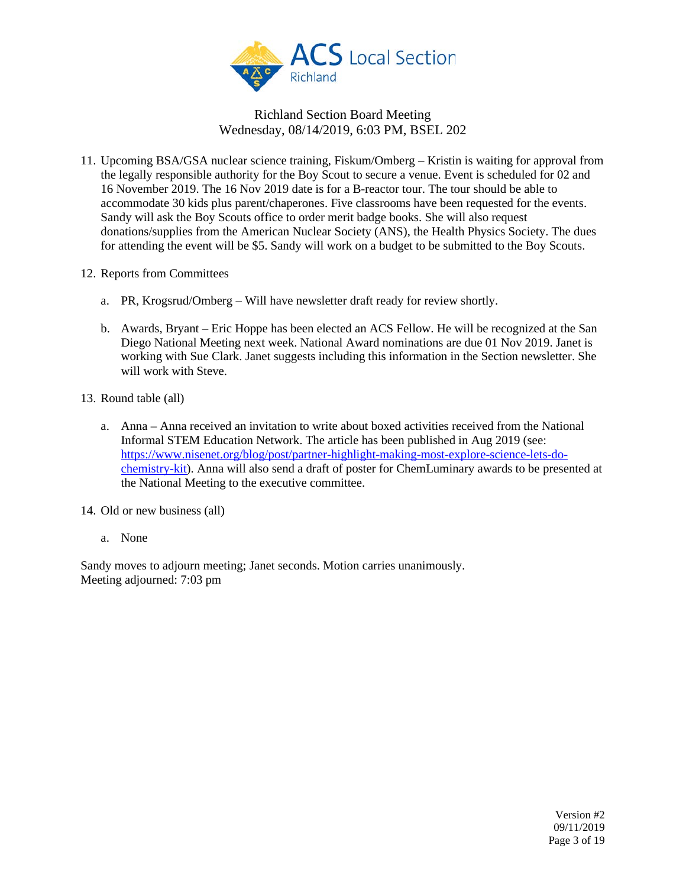Richland Section Board Meeting
Wednesday, 08/14/2019, 6:03 PM, BSEL 202

11. Upcoming BSA/GSA nuclear science training, Fiskum/Omberg – Kristin is waiting for approval from the legally responsible authority for the Boy Scout to secure a venue. Event is scheduled for 02 and 16 November 2019. The 16 Nov 2019 date is for a B-reactor tour. The tour should be able to accommodate 30 kids plus parent/chaperones. Five classrooms have been requested for the events. Sandy will ask the Boy Scouts office to order merit badge books. She will also request donations/supplies from the American Nuclear Society (ANS), the Health Physics Society. The dues for attending the event will be $5. Sandy will work on a budget to be submitted to the Boy Scouts.

12. Reports from Committees

    a. PR, Krogsrud/Omberg – Will have newsletter draft ready for review shortly.

    b. Awards, Bryant – Eric Hoppe has been elected an ACS Fellow. He will be recognized at the San Diego National Meeting next week. National Award nominations are due 01 Nov 2019. Janet is working with Sue Clark. Janet suggests including this information in the Section newsletter. She will work with Steve.

13. Round table (all)

    a. Anna – Anna received an invitation to write about boxed activities received from the National Informal STEM Education Network. The article has been published in Aug 2019 (see: https://www.nisenet.org/blog/post/partner-highlight-making-most-explore-science-lets-do-chemistry-kit). Anna will also send a draft of poster for ChemLuminary awards to be presented at the National Meeting to the executive committee.

14. Old or new business (all)

    a. None

Sandy moves to adjourn meeting; Janet seconds. Motion carries unanimously.
Meeting adjourned: 7:03 pm

Version #2
09/11/2019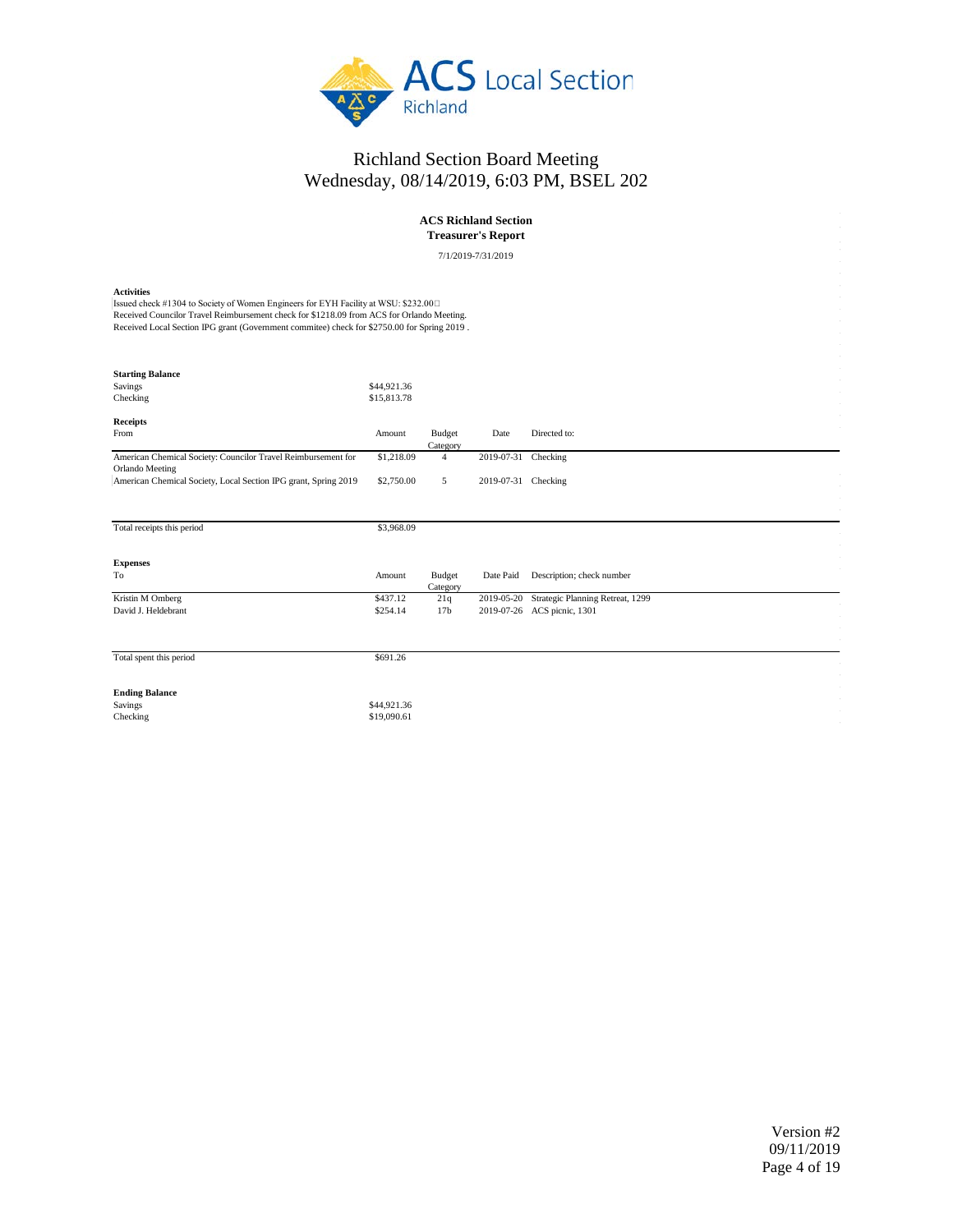# Richland Section Board Meeting

Wednesday, 08/14/2019, 6:03 PM, BSEL 202

## ACS Richland Section
### Treasurer's Report

7/1/2019-7/31/2019

**Activities**

Issued check #1304 to Society of Women Engineers for EYH Facility at WSU: $232.00
Received Councilor Travel Reimbursement check for $1218.09 from ACS for Orlando Meeting.
Received Local Section IPG grant (Government commitee) check for $2750.00 for Spring 2019 .

**Starting Balance**

| | |
|---|---|
| Savings | $44,921.36 |
| Checking | $15,813.78 |

**Receipts**

| From | Amount | Budget Category | Date | Directed to: |
|---|---|---|---|---|
| American Chemical Society: Councilor Travel Reimbursement for Orlando Meeting | $1,218.09 | 4 | 2019-07-31 | Checking |
| American Chemical Society, Local Section IPG grant, Spring 2019 | $2,750.00 | 5 | 2019-07-31 | Checking |
| Total receipts this period | $3,968.09 | | | |

**Expenses**

| To | Amount | Budget Category | Date Paid | Description; check number |
|---|---|---|---|---|
| Kristin M Omberg | $437.12 | 21q | 2019-05-20 | Strategic Planning Retreat, 1299 |
| David J. Heldebrant | $254.14 | 17b | 2019-07-26 | ACS picnic, 1301 |
| Total spent this period | $691.26 | | | |

**Ending Balance**

| | |
|---|---|
| Savings | $44,921.36 |
| Checking | $19,090.61 |

Version #2
09/11/2019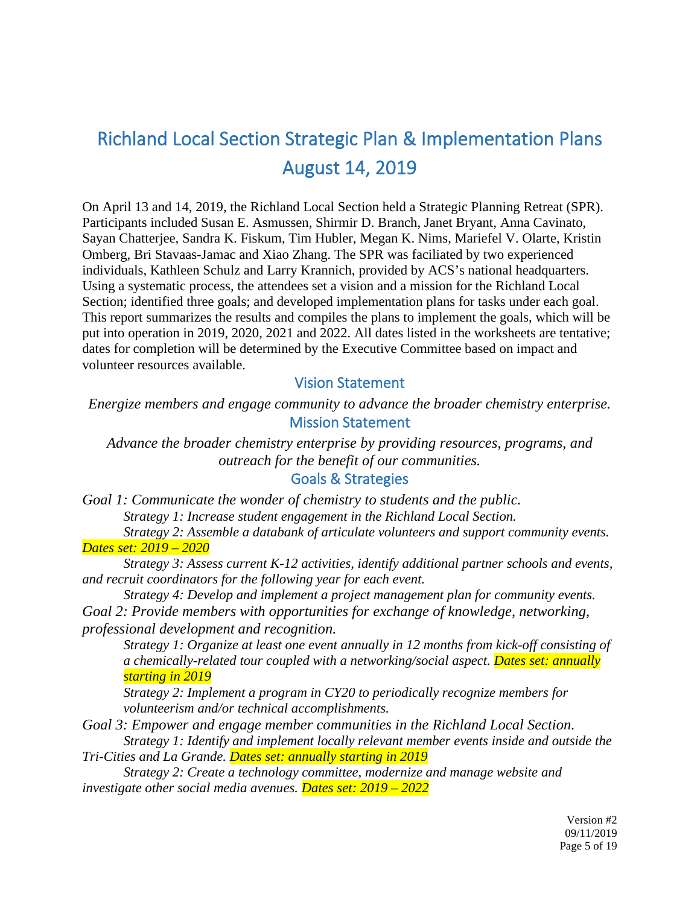# Richland Local Section Strategic Plan & Implementation Plans
# August 14, 2019

On April 13 and 14, 2019, the Richland Local Section held a Strategic Planning Retreat (SPR). Participants included Susan E. Asmussen, Shirmir D. Branch, Janet Bryant, Anna Cavinato, Sayan Chatterjee, Sandra K. Fiskum, Tim Hubler, Megan K. Nims, Mariefel V. Olarte, Kristin Omberg, Bri Stavaas-Jamac and Xiao Zhang. The SPR was faciliated by two experienced individuals, Kathleen Schulz and Larry Krannich, provided by ACS's national headquarters. Using a systematic process, the attendees set a vision and a mission for the Richland Local Section; identified three goals; and developed implementation plans for tasks under each goal. This report summarizes the results and compiles the plans to implement the goals, which will be put into operation in 2019, 2020, 2021 and 2022. All dates listed in the worksheets are tentative; dates for completion will be determined by the Executive Committee based on impact and volunteer resources available.

## Vision Statement

*Energize members and engage community to advance the broader chemistry enterprise.*

## Mission Statement

*Advance the broader chemistry enterprise by providing resources, programs, and outreach for the benefit of our communities.*

## Goals & Strategies

*Goal 1: Communicate the wonder of chemistry to students and the public.*

*Strategy 1: Increase student engagement in the Richland Local Section.*

*Strategy 2: Assemble a databank of articulate volunteers and support community events. Dates set: 2019 – 2020*

*Strategy 3: Assess current K-12 activities, identify additional partner schools and events, and recruit coordinators for the following year for each event.*

*Strategy 4: Develop and implement a project management plan for community events.*

*Goal 2: Provide members with opportunities for exchange of knowledge, networking, professional development and recognition.*

*Strategy 1: Organize at least one event annually in 12 months from kick-off consisting of a chemically-related tour coupled with a networking/social aspect. Dates set: annually starting in 2019*

*Strategy 2: Implement a program in CY20 to periodically recognize members for volunteerism and/or technical accomplishments.*

*Goal 3: Empower and engage member communities in the Richland Local Section.*

*Strategy 1: Identify and implement locally relevant member events inside and outside the Tri-Cities and La Grande. Dates set: annually starting in 2019*

*Strategy 2: Create a technology committee, modernize and manage website and investigate other social media avenues. Dates set: 2019 – 2022*

Version #2
09/11/2019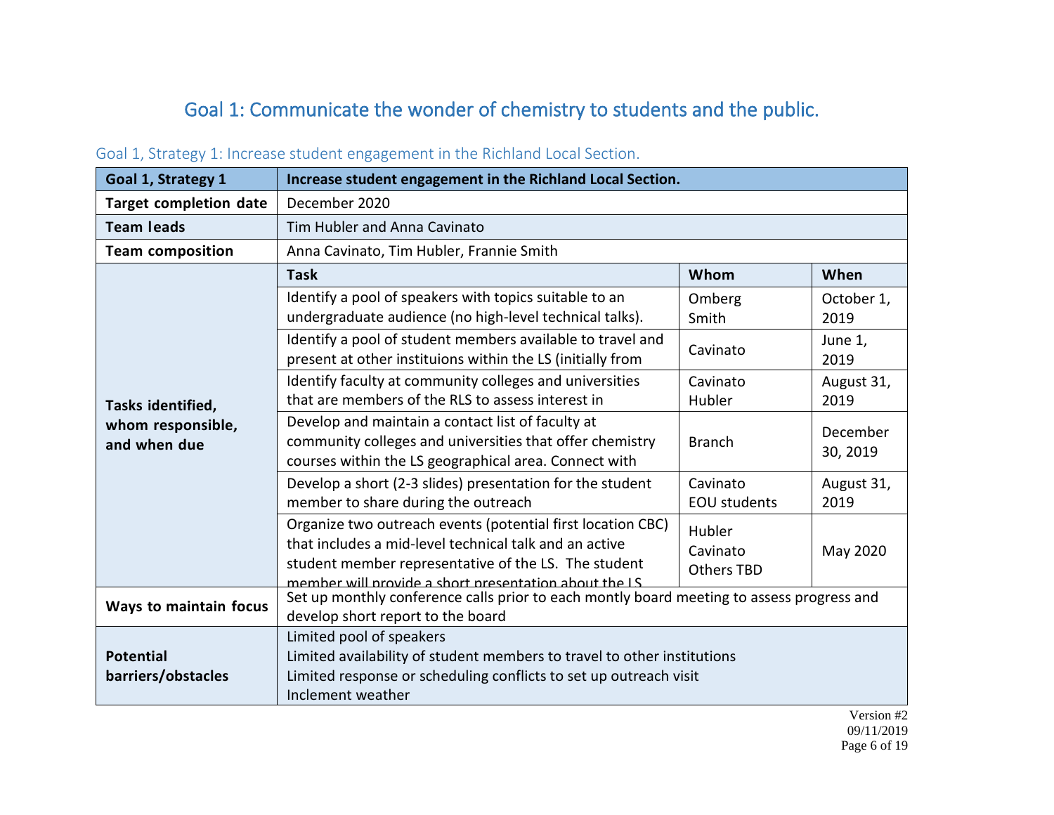# Goal 1: Communicate the wonder of chemistry to students and the public.

## Goal 1, Strategy 1: Increase student engagement in the Richland Local Section.

| **Goal 1, Strategy 1** | **Increase student engagement in the Richland Local Section.** | | |
|---|---|---|---|
| **Target completion date** | December 2020 | | |
| **Team leads** | Tim Hubler and Anna Cavinato | | |
| **Team composition** | Anna Cavinato, Tim Hubler, Frannie Smith | | |
| **Tasks identified, whom responsible, and when due** | **Task** | **Whom** | **When** |
| | Identify a pool of speakers with topics suitable to an undergraduate audience (no high-level technical talks). | Omberg Smith | October 1, 2019 |
| | Identify a pool of student members available to travel and present at other instituions within the LS (initially from | Cavinato | June 1, 2019 |
| | Identify faculty at community colleges and universities that are members of the RLS to assess interest in | Cavinato Hubler | August 31, 2019 |
| | Develop and maintain a contact list of faculty at community colleges and universities that offer chemistry courses within the LS geographical area. Connect with | Branch | December 30, 2019 |
| | Develop a short (2-3 slides) presentation for the student member to share during the outreach | Cavinato EOU students | August 31, 2019 |
| | Organize two outreach events (potential first location CBC) that includes a mid-level technical talk and an active student member representative of the LS. The student member will provide a short presentation about the LS | Hubler Cavinato Others TBD | May 2020 |
| **Ways to maintain focus** | Set up monthly conference calls prior to each montly board meeting to assess progress and develop short report to the board | | |
| **Potential barriers/obstacles** | Limited pool of speakers<br>Limited availability of student members to travel to other institutions<br>Limited response or scheduling conflicts to set up outreach visit<br>Inclement weather | | |

Version #2
09/11/2019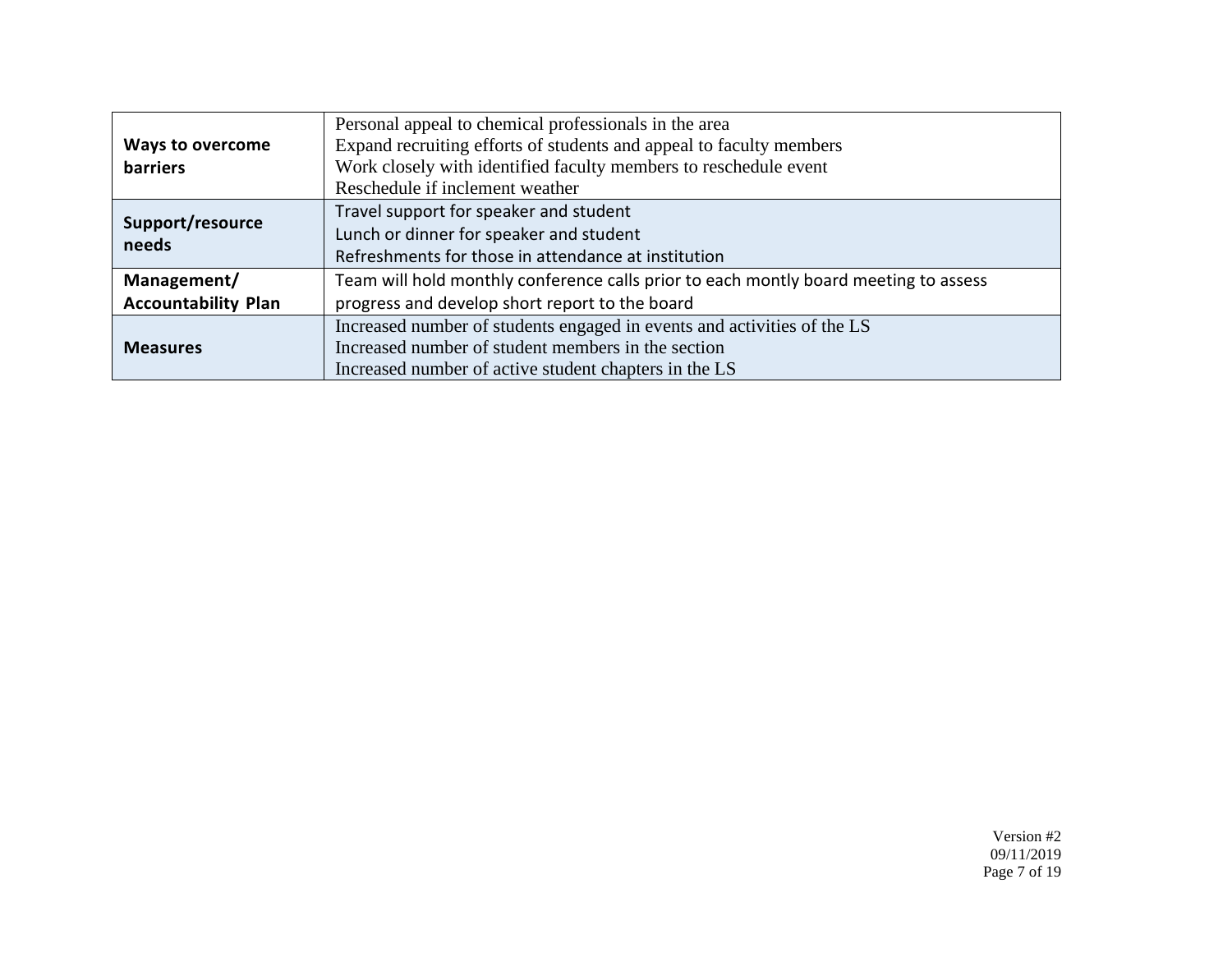| | |
|---|---|
| **Ways to overcome barriers** | Personal appeal to chemical professionals in the area<br>Expand recruiting efforts of students and appeal to faculty members<br>Work closely with identified faculty members to reschedule event<br>Reschedule if inclement weather |
| **Support/resource needs** | Travel support for speaker and student<br>Lunch or dinner for speaker and student<br>Refreshments for those in attendance at institution |
| **Management/ Accountability Plan** | Team will hold monthly conference calls prior to each montly board meeting to assess progress and develop short report to the board |
| **Measures** | Increased number of students engaged in events and activities of the LS<br>Increased number of student members in the section<br>Increased number of active student chapters in the LS |

Version #2
09/11/2019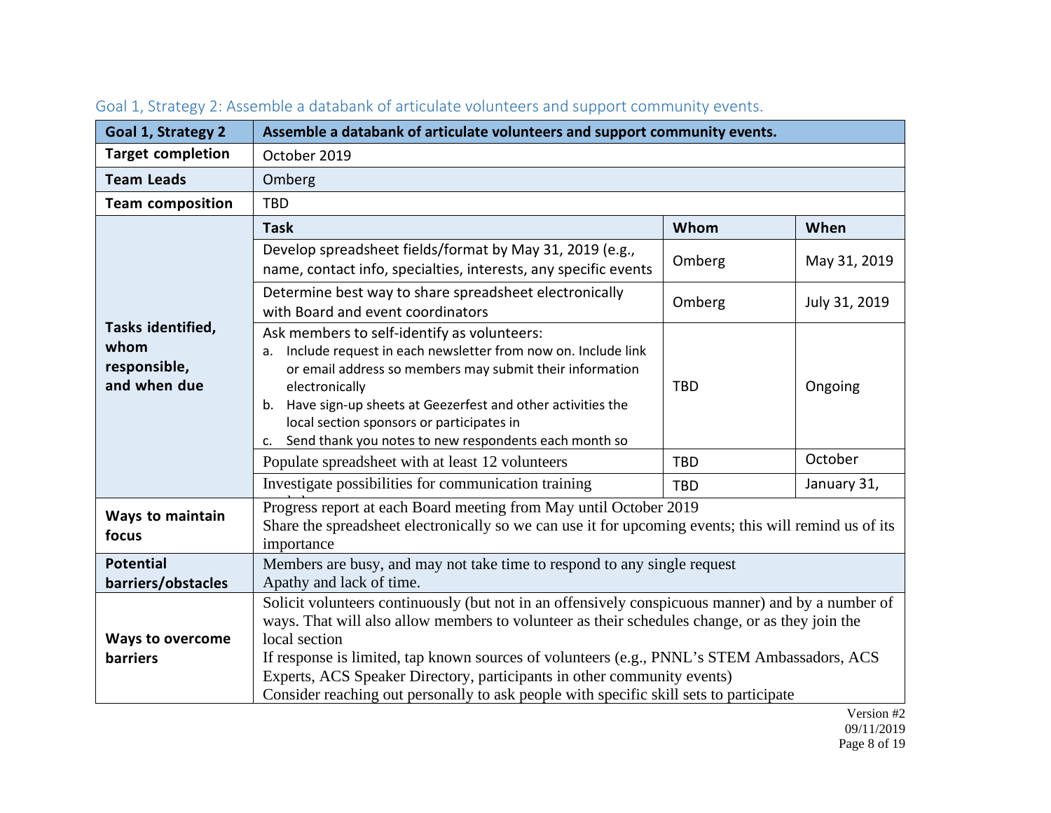## Goal 1, Strategy 2: Assemble a databank of articulate volunteers and support community events.

| Goal 1, Strategy 2 | Assemble a databank of articulate volunteers and support community events. | | |
|---|---|---|---|
| **Target completion** | October 2019 | | |
| **Team Leads** | Omberg | | |
| **Team composition** | TBD | | |
| **Tasks identified, whom responsible, and when due** | **Task** | **Whom** | **When** |
| | Develop spreadsheet fields/format by May 31, 2019 (e.g., name, contact info, specialties, interests, any specific events | Omberg | May 31, 2019 |
| | Determine best way to share spreadsheet electronically with Board and event coordinators | Omberg | July 31, 2019 |
| | Ask members to self-identify as volunteers:<br>a. Include request in each newsletter from now on. Include link or email address so members may submit their information electronically<br>b. Have sign-up sheets at Geezerfest and other activities the local section sponsors or participates in<br>c. Send thank you notes to new respondents each month so | TBD | Ongoing |
| | Populate spreadsheet with at least 12 volunteers | TBD | October |
| | Investigate possibilities for communication training | TBD | January 31, |
| **Ways to maintain focus** | Progress report at each Board meeting from May until October 2019<br>Share the spreadsheet electronically so we can use it for upcoming events; this will remind us of its importance | | |
| **Potential barriers/obstacles** | Members are busy, and may not take time to respond to any single request<br>Apathy and lack of time. | | |
| **Ways to overcome barriers** | Solicit volunteers continuously (but not in an offensively conspicuous manner) and by a number of ways. That will also allow members to volunteer as their schedules change, or as they join the local section<br>If response is limited, tap known sources of volunteers (e.g., PNNL's STEM Ambassadors, ACS Experts, ACS Speaker Directory, participants in other community events)<br>Consider reaching out personally to ask people with specific skill sets to participate | | |

Version #2
09/11/2019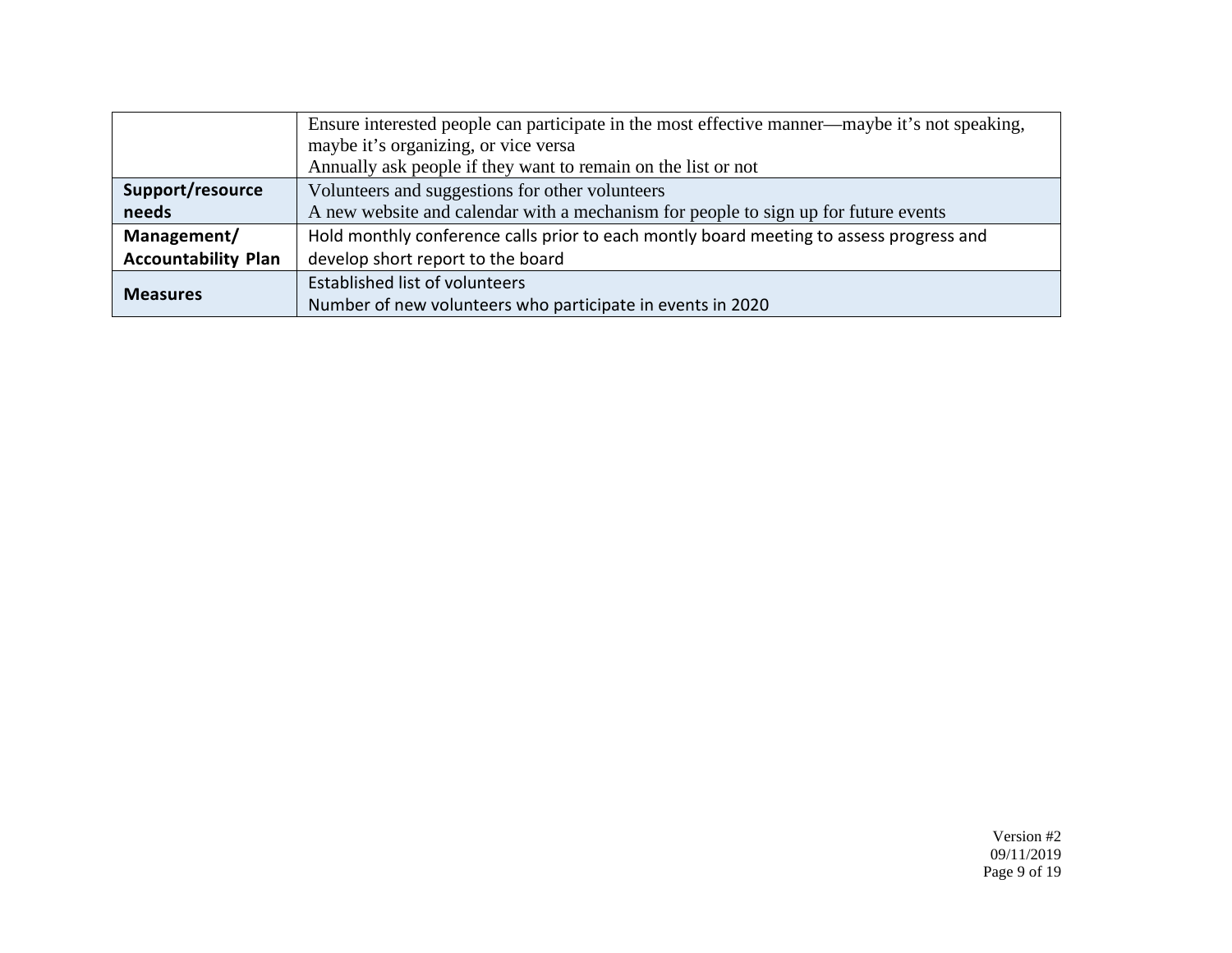| | |
|---|---|
| | Ensure interested people can participate in the most effective manner—maybe it's not speaking, maybe it's organizing, or vice versa<br>Annually ask people if they want to remain on the list or not |
| **Support/resource needs** | Volunteers and suggestions for other volunteers<br>A new website and calendar with a mechanism for people to sign up for future events |
| **Management/ Accountability Plan** | Hold monthly conference calls prior to each montly board meeting to assess progress and develop short report to the board |
| **Measures** | Established list of volunteers<br>Number of new volunteers who participate in events in 2020 |

Version #2
09/11/2019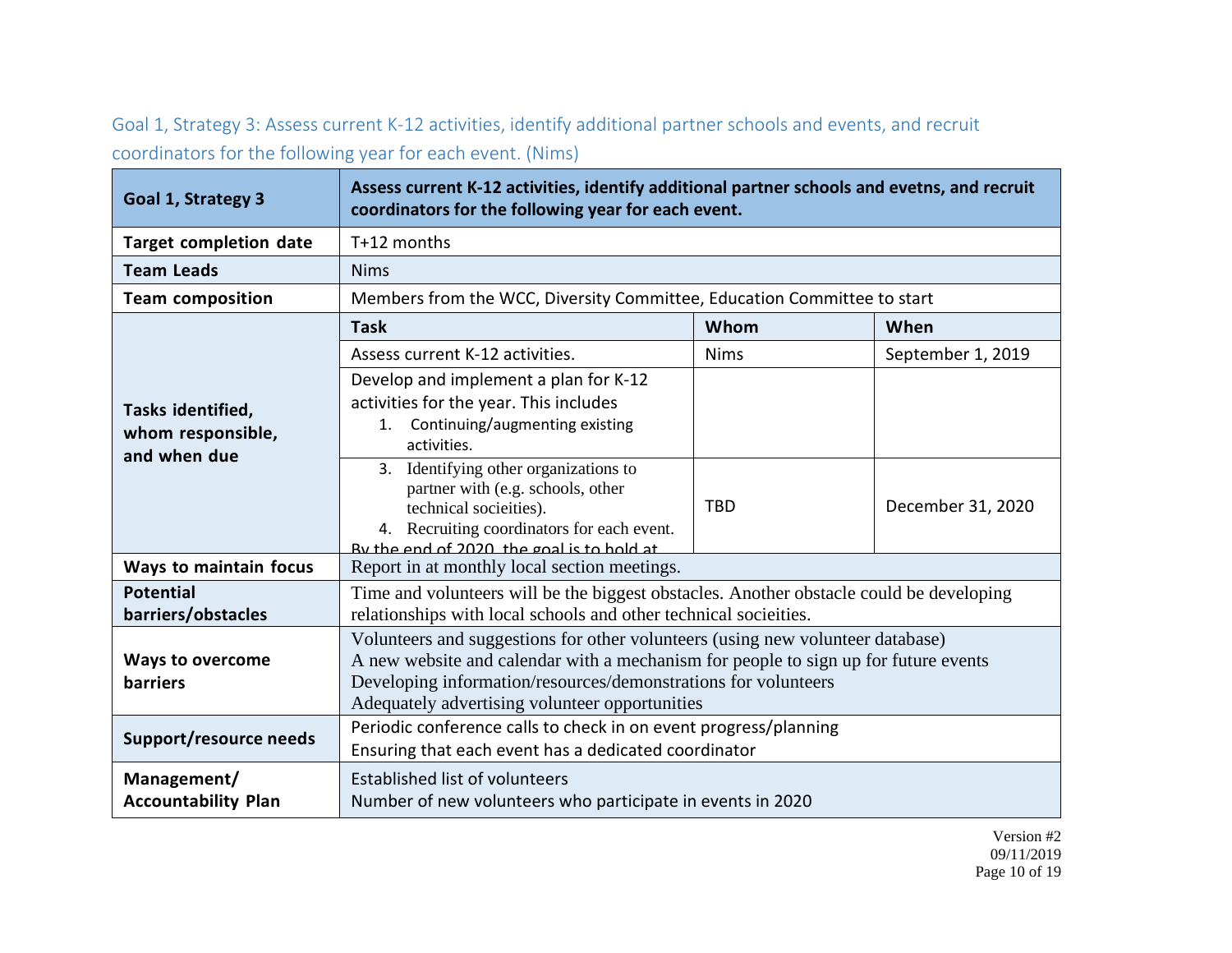## Goal 1, Strategy 3: Assess current K-12 activities, identify additional partner schools and events, and recruit coordinators for the following year for each event. (Nims)

| **Goal 1, Strategy 3** | **Assess current K-12 activities, identify additional partner schools and evetns, and recruit coordinators for the following year for each event.** | | |
|---|---|---|---|
| **Target completion date** | T+12 months | | |
| **Team Leads** | Nims | | |
| **Team composition** | Members from the WCC, Diversity Committee, Education Committee to start | | |
| **Tasks identified, whom responsible, and when due** | **Task** | **Whom** | **When** |
| | Assess current K-12 activities. | Nims | September 1, 2019 |
| | Develop and implement a plan for K-12 activities for the year. This includes<br>1. Continuing/augmenting existing activities. | | |
| | 3. Identifying other organizations to partner with (e.g. schools, other technical socieities).<br>4. Recruiting coordinators for each event.<br>By the end of 2020, the goal is to hold at | TBD | December 31, 2020 |
| **Ways to maintain focus** | Report in at monthly local section meetings. | | |
| **Potential barriers/obstacles** | Time and volunteers will be the biggest obstacles. Another obstacle could be developing relationships with local schools and other technical socieities. | | |
| **Ways to overcome barriers** | Volunteers and suggestions for other volunteers (using new volunteer database)<br>A new website and calendar with a mechanism for people to sign up for future events<br>Developing information/resources/demonstrations for volunteers<br>Adequately advertising volunteer opportunities | | |
| **Support/resource needs** | Periodic conference calls to check in on event progress/planning<br>Ensuring that each event has a dedicated coordinator | | |
| **Management/ Accountability Plan** | Established list of volunteers<br>Number of new volunteers who participate in events in 2020 | | |

Version #2
09/11/2019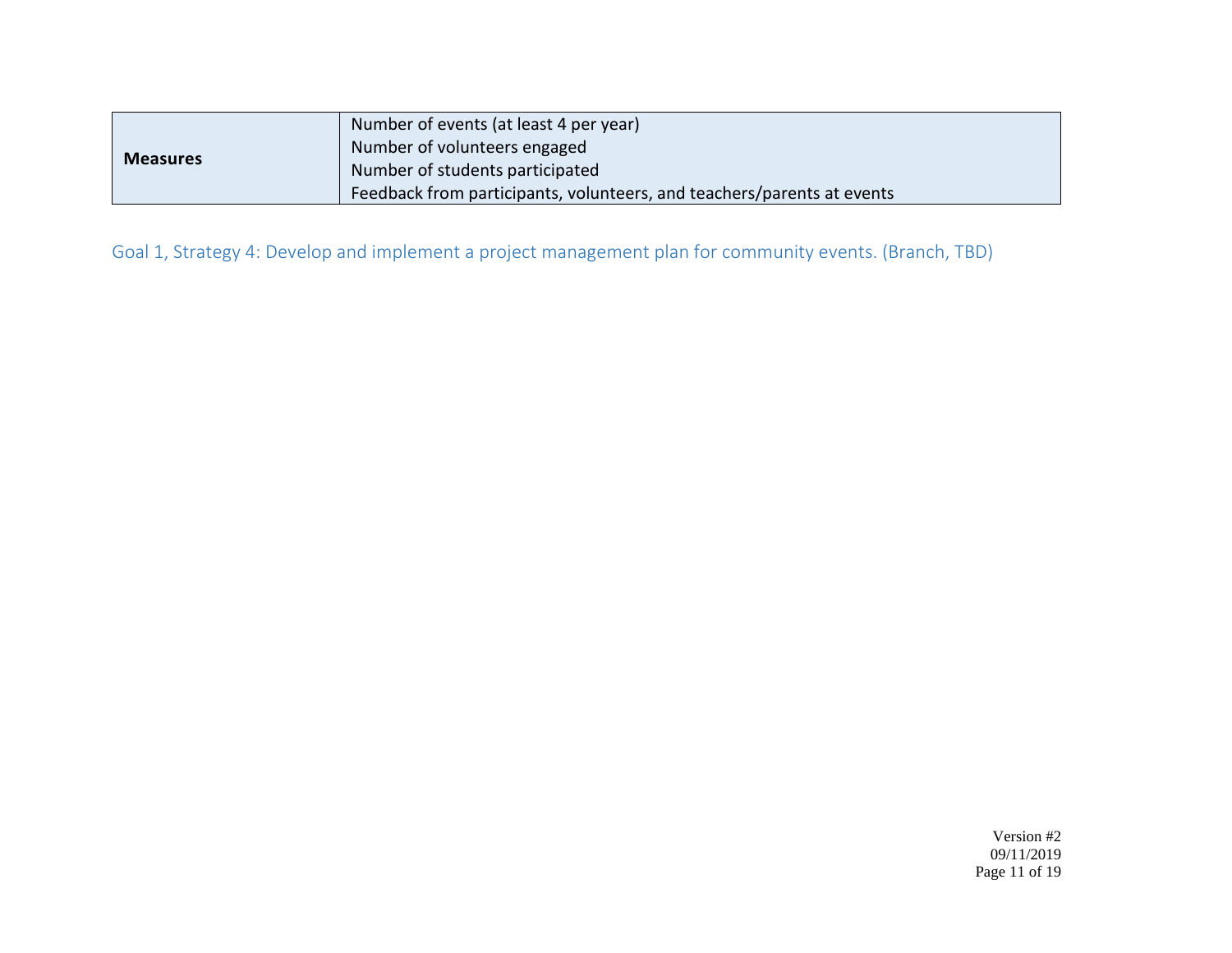| | |
|---|---|
| **Measures** | Number of events (at least 4 per year)<br>Number of volunteers engaged<br>Number of students participated<br>Feedback from participants, volunteers, and teachers/parents at events |

### Goal 1, Strategy 4: Develop and implement a project management plan for community events. (Branch, TBD)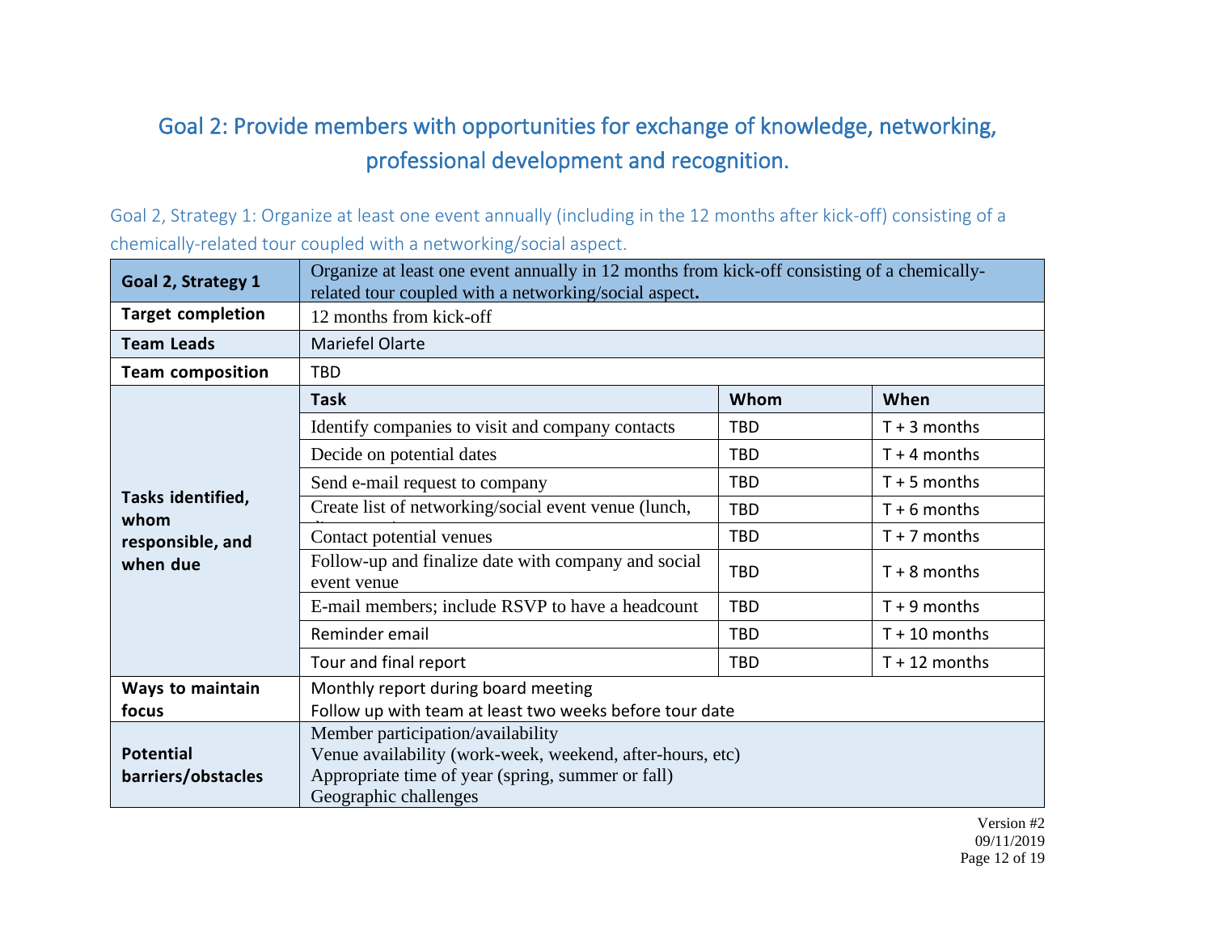# Goal 2: Provide members with opportunities for exchange of knowledge, networking, professional development and recognition.

## Goal 2, Strategy 1: Organize at least one event annually (including in the 12 months after kick-off) consisting of a chemically-related tour coupled with a networking/social aspect.

| **Goal 2, Strategy 1** | Organize at least one event annually in 12 months from kick-off consisting of a chemically-related tour coupled with a networking/social aspect**.** | | |
|---|---|---|---|
| **Target completion** | 12 months from kick-off | | |
| **Team Leads** | Mariefel Olarte | | |
| **Team composition** | TBD | | |
| **Tasks identified, whom responsible, and when due** | **Task** | **Whom** | **When** |
| | Identify companies to visit and company contacts | TBD | T + 3 months |
| | Decide on potential dates | TBD | T + 4 months |
| | Send e-mail request to company | TBD | T + 5 months |
| | Create list of networking/social event venue (lunch, | TBD | T + 6 months |
| | Contact potential venues | TBD | T + 7 months |
| | Follow-up and finalize date with company and social event venue | TBD | T + 8 months |
| | E-mail members; include RSVP to have a headcount | TBD | T + 9 months |
| | Reminder email | TBD | T + 10 months |
| | Tour and final report | TBD | T + 12 months |
| **Ways to maintain focus** | Monthly report during board meeting<br>Follow up with team at least two weeks before tour date | | |
| **Potential barriers/obstacles** | Member participation/availability<br>Venue availability (work-week, weekend, after-hours, etc)<br>Appropriate time of year (spring, summer or fall)<br>Geographic challenges | | |

Version #2
09/11/2019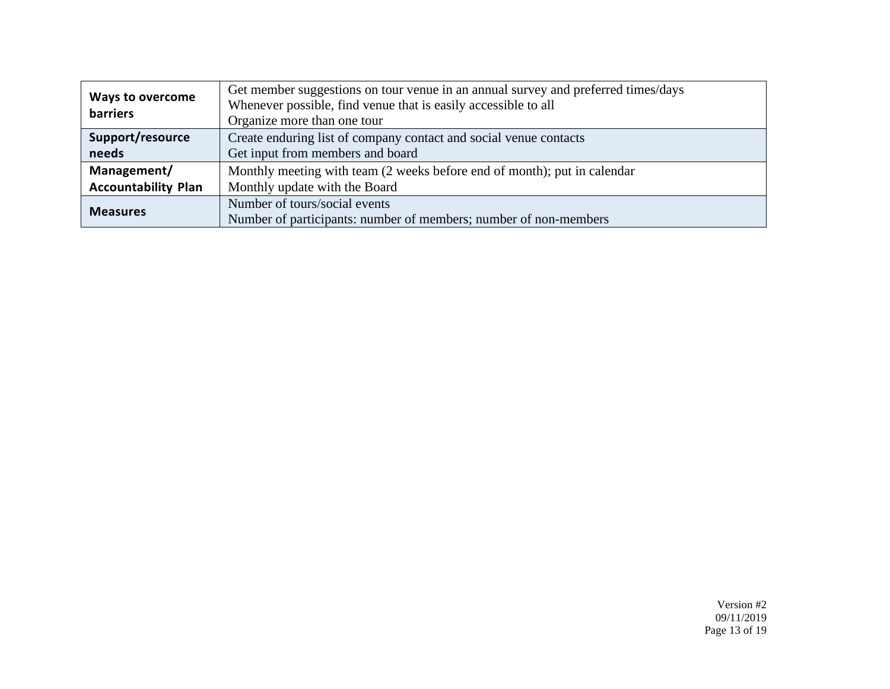| | |
|---|---|
| **Ways to overcome barriers** | Get member suggestions on tour venue in an annual survey and preferred times/days<br>Whenever possible, find venue that is easily accessible to all<br>Organize more than one tour |
| **Support/resource needs** | Create enduring list of company contact and social venue contacts<br>Get input from members and board |
| **Management/ Accountability Plan** | Monthly meeting with team (2 weeks before end of month); put in calendar<br>Monthly update with the Board |
| **Measures** | Number of tours/social events<br>Number of participants: number of members; number of non-members |

Version #2
09/11/2019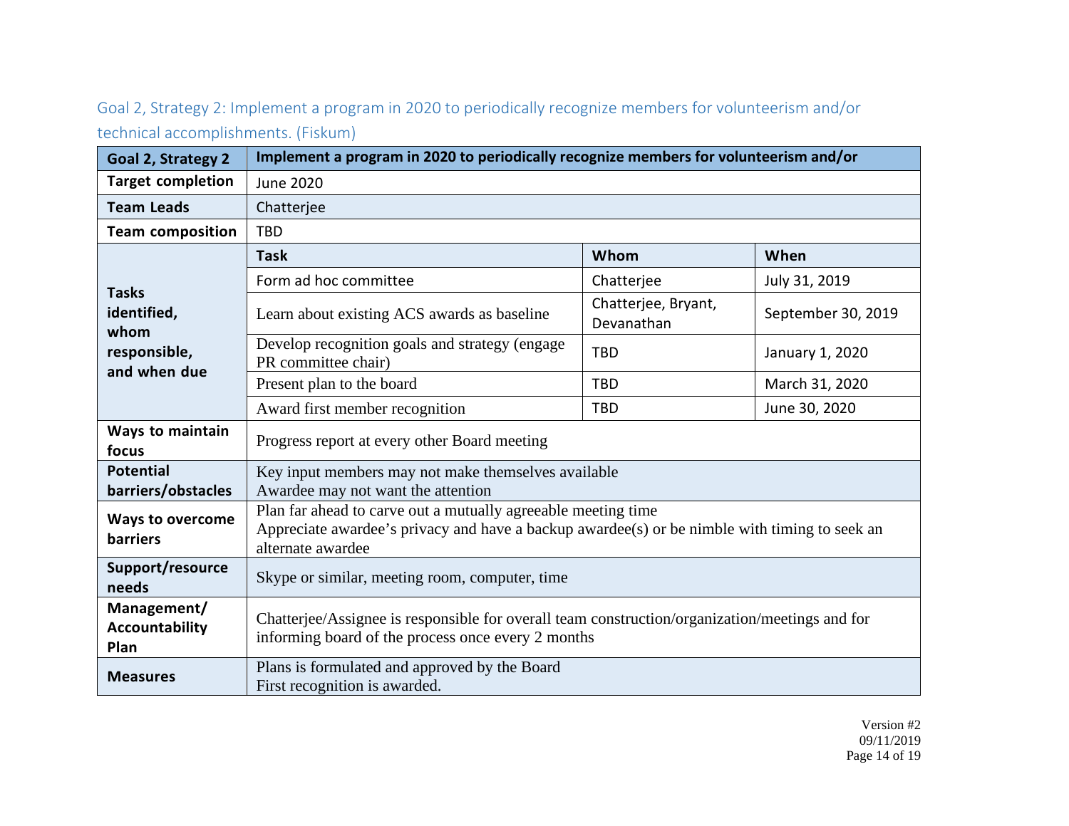## Goal 2, Strategy 2: Implement a program in 2020 to periodically recognize members for volunteerism and/or technical accomplishments. (Fiskum)

| **Goal 2, Strategy 2** | **Implement a program in 2020 to periodically recognize members for volunteerism and/or** | | |
|---|---|---|---|
| **Target completion** | June 2020 | | |
| **Team Leads** | Chatterjee | | |
| **Team composition** | TBD | | |
| **Tasks identified, whom responsible, and when due** | **Task** | **Whom** | **When** |
| | Form ad hoc committee | Chatterjee | July 31, 2019 |
| | Learn about existing ACS awards as baseline | Chatterjee, Bryant, Devanathan | September 30, 2019 |
| | Develop recognition goals and strategy (engage PR committee chair) | TBD | January 1, 2020 |
| | Present plan to the board | TBD | March 31, 2020 |
| | Award first member recognition | TBD | June 30, 2020 |
| **Ways to maintain focus** | Progress report at every other Board meeting | | |
| **Potential barriers/obstacles** | Key input members may not make themselves available<br>Awardee may not want the attention | | |
| **Ways to overcome barriers** | Plan far ahead to carve out a mutually agreeable meeting time<br>Appreciate awardee's privacy and have a backup awardee(s) or be nimble with timing to seek an alternate awardee | | |
| **Support/resource needs** | Skype or similar, meeting room, computer, time | | |
| **Management/ Accountability Plan** | Chatterjee/Assignee is responsible for overall team construction/organization/meetings and for informing board of the process once every 2 months | | |
| **Measures** | Plans is formulated and approved by the Board<br>First recognition is awarded. | | |

Version #2
09/11/2019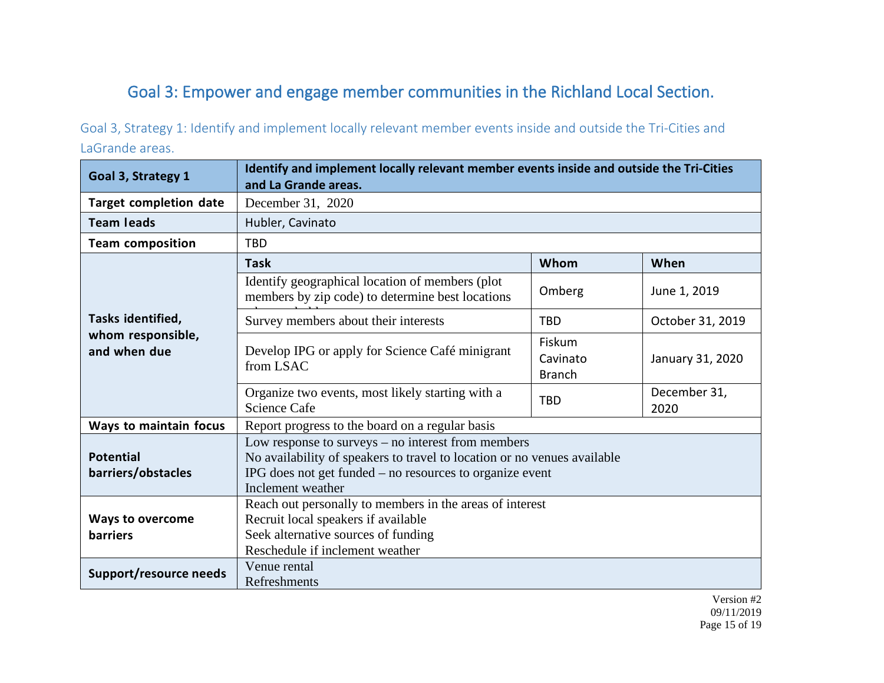# Goal 3: Empower and engage member communities in the Richland Local Section.

## Goal 3, Strategy 1: Identify and implement locally relevant member events inside and outside the Tri-Cities and LaGrande areas.

| **Goal 3, Strategy 1** | **Identify and implement locally relevant member events inside and outside the Tri-Cities and La Grande areas.** | | |
|---|---|---|---|
| **Target completion date** | December 31, 2020 | | |
| **Team leads** | Hubler, Cavinato | | |
| **Team composition** | TBD | | |
| **Tasks identified, whom responsible, and when due** | **Task** | **Whom** | **When** |
| | Identify geographical location of members (plot members by zip code) to determine best locations | Omberg | June 1, 2019 |
| | Survey members about their interests | TBD | October 31, 2019 |
| | Develop IPG or apply for Science Café minigrant from LSAC | Fiskum<br>Cavinato<br>Branch | January 31, 2020 |
| | Organize two events, most likely starting with a Science Cafe | TBD | December 31, 2020 |
| **Ways to maintain focus** | Report progress to the board on a regular basis | | |
| **Potential barriers/obstacles** | Low response to surveys – no interest from members<br>No availability of speakers to travel to location or no venues available<br>IPG does not get funded – no resources to organize event<br>Inclement weather | | |
| **Ways to overcome barriers** | Reach out personally to members in the areas of interest<br>Recruit local speakers if available<br>Seek alternative sources of funding<br>Reschedule if inclement weather | | |
| **Support/resource needs** | Venue rental<br>Refreshments | | |

Version #2
09/11/2019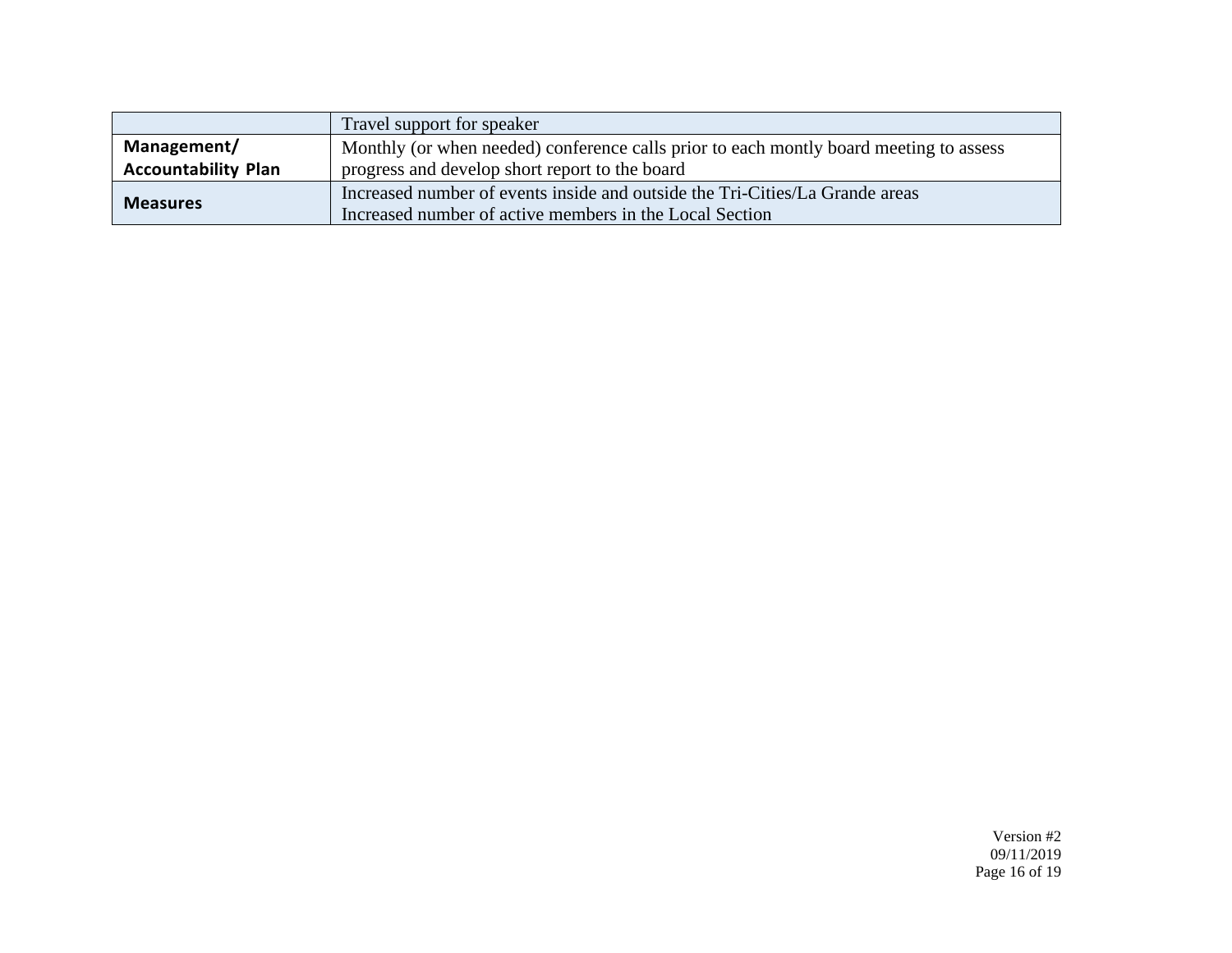| | |
|---|---|
| | Travel support for speaker |
| **Management/ Accountability Plan** | Monthly (or when needed) conference calls prior to each montly board meeting to assess progress and develop short report to the board |
| **Measures** | Increased number of events inside and outside the Tri-Cities/La Grande areas<br>Increased number of active members in the Local Section |

Version #2
09/11/2019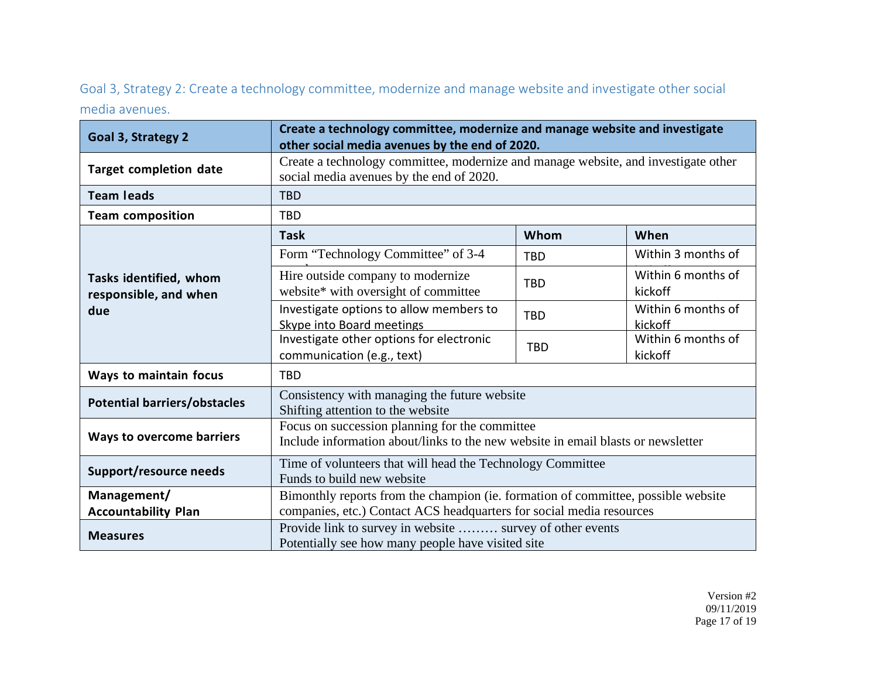## Goal 3, Strategy 2: Create a technology committee, modernize and manage website and investigate other social media avenues.

| Goal 3, Strategy 2 | Create a technology committee, modernize and manage website and investigate other social media avenues by the end of 2020. | | |
|---|---|---|---|
| Target completion date | Create a technology committee, modernize and manage website, and investigate other social media avenues by the end of 2020. | | |
| Team leads | TBD | | |
| Team composition | TBD | | |
| Tasks identified, whom responsible, and when due | **Task** | **Whom** | **When** |
| | Form "Technology Committee" of 3-4 members | TBD | Within 3 months of kickoff |
| | Hire outside company to modernize website* with oversight of committee | TBD | Within 6 months of kickoff |
| | Investigate options to allow members to Skype into Board meetings | TBD | Within 6 months of kickoff |
| | Investigate other options for electronic communication (e.g., text) | TBD | Within 6 months of kickoff |
| Ways to maintain focus | TBD | | |
| Potential barriers/obstacles | Consistency with managing the future website<br>Shifting attention to the website | | |
| Ways to overcome barriers | Focus on succession planning for the committee<br>Include information about/links to the new website in email blasts or newsletter | | |
| Support/resource needs | Time of volunteers that will head the Technology Committee<br>Funds to build new website | | |
| Management/ Accountability Plan | Bimonthly reports from the champion (ie. formation of committee, possible website companies, etc.) Contact ACS headquarters for social media resources | | |
| Measures | Provide link to survey in website ……… survey of other events<br>Potentially see how many people have visited site | | |

Version #2
09/11/2019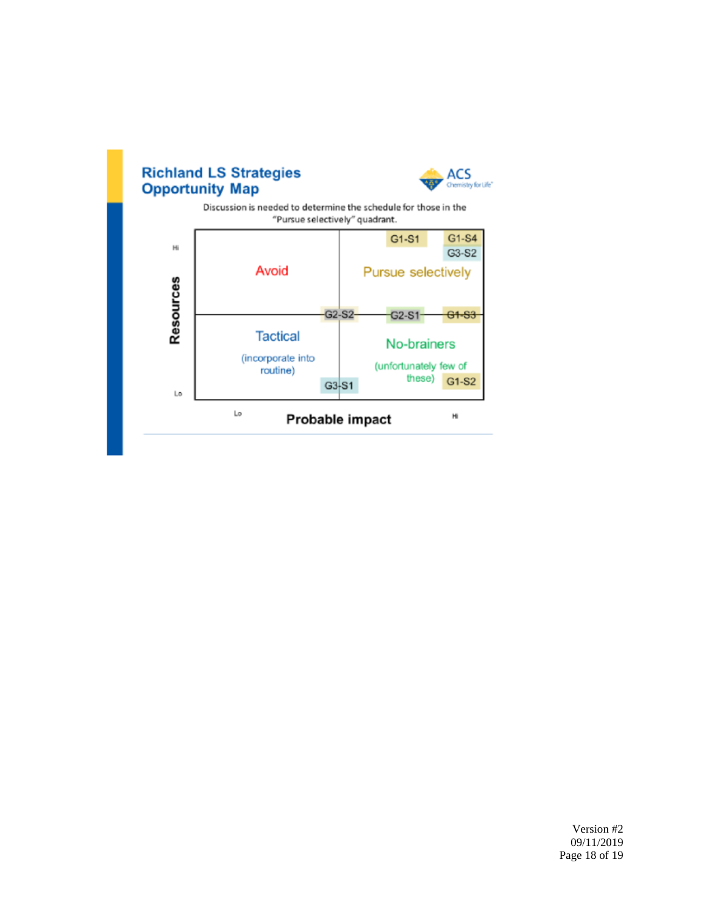## Richland LS Strategies Opportunity Map

Discussion is needed to determine the schedule for those in the "Pursue selectively" quadrant.

| Resources / Probable impact | Lo | Hi |
|---|---|---|
| Hi | **Avoid** | **Pursue selectively**: G1-S1, G1-S4, G3-S2 |
| Boundary (mid) | G2-S2 | G2-S1, G1-S3 |
| Lo | **Tactical** (incorporate into routine): G3-S1 | **No-brainers** (unfortunately few of these): G1-S2 |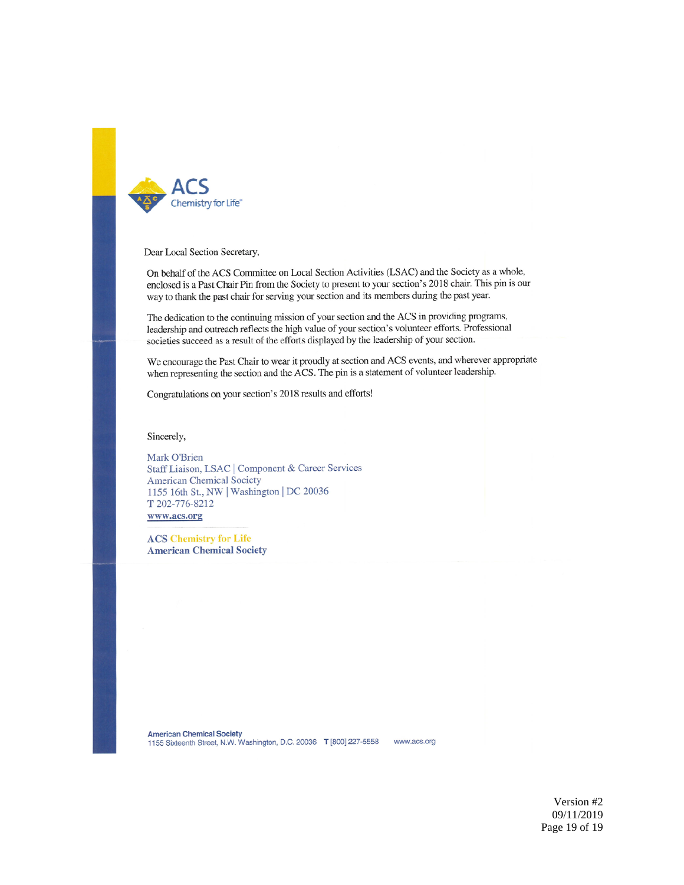ACS
Chemistry for Life®

Dear Local Section Secretary,

On behalf of the ACS Committee on Local Section Activities (LSAC) and the Society as a whole, enclosed is a Past Chair Pin from the Society to present to your section's 2018 chair. This pin is our way to thank the past chair for serving your section and its members during the past year.

The dedication to the continuing mission of your section and the ACS in providing programs, leadership and outreach reflects the high value of your section's volunteer efforts. Professional societies succeed as a result of the efforts displayed by the leadership of your section.

We encourage the Past Chair to wear it proudly at section and ACS events, and wherever appropriate when representing the section and the ACS. The pin is a statement of volunteer leadership.

Congratulations on your section's 2018 results and efforts!

Sincerely,

Mark O'Brien
Staff Liaison, LSAC | Component & Career Services
American Chemical Society
1155 16th St., NW | Washington | DC 20036
T 202-776-8212
www.acs.org

**ACS Chemistry for Life**
**American Chemical Society**

**American Chemical Society**
1155 Sixteenth Street, N.W. Washington, D.C. 20036 **T** [800] 227-5558 www.acs.org

Version #2
09/11/2019